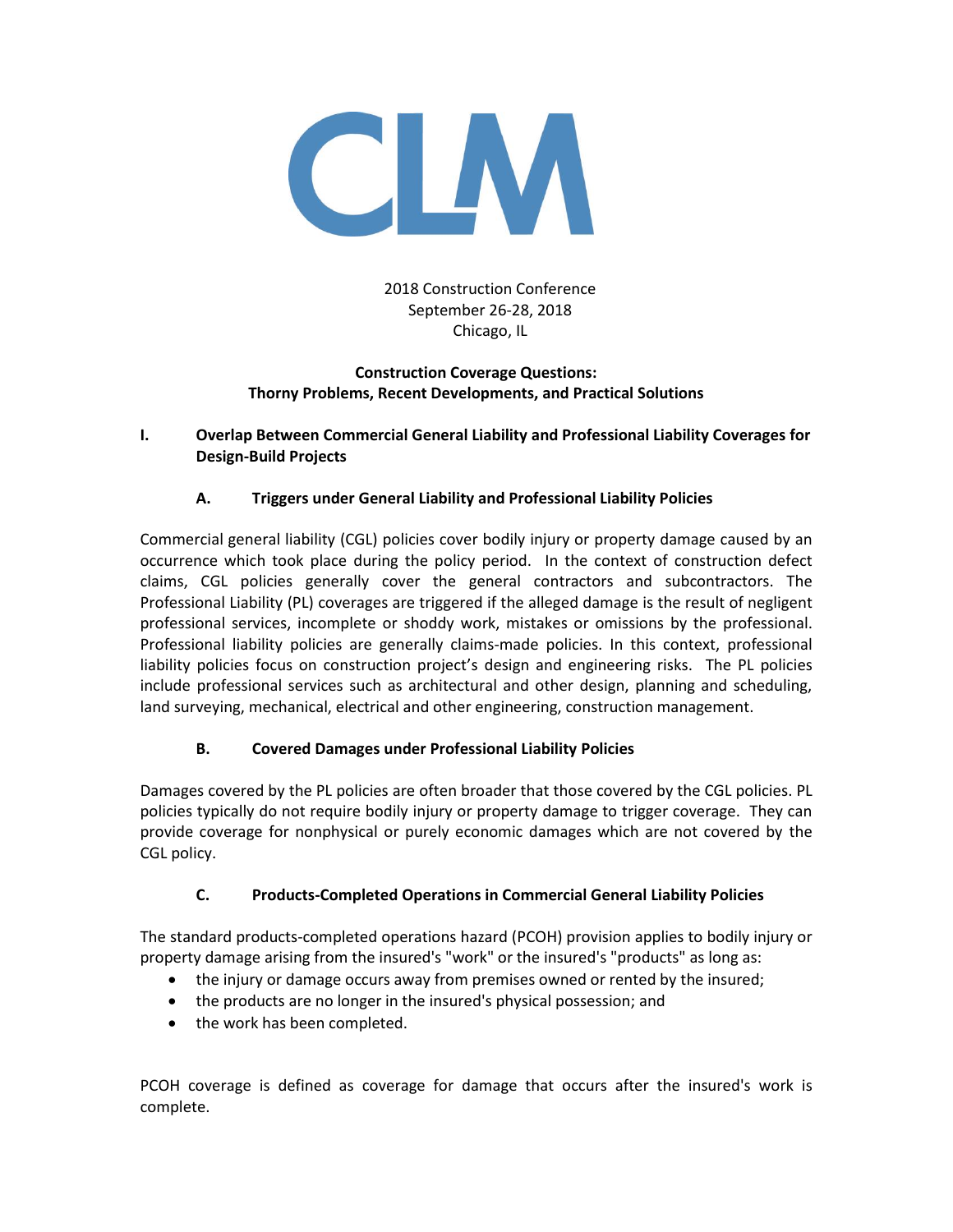CLM

2018 Construction Conference
September 26-28, 2018
Chicago, IL

**Construction Coverage Questions:**
**Thorny Problems, Recent Developments, and Practical Solutions**

## I. Overlap Between Commercial General Liability and Professional Liability Coverages for Design-Build Projects

### A. Triggers under General Liability and Professional Liability Policies

Commercial general liability (CGL) policies cover bodily injury or property damage caused by an occurrence which took place during the policy period. In the context of construction defect claims, CGL policies generally cover the general contractors and subcontractors. The Professional Liability (PL) coverages are triggered if the alleged damage is the result of negligent professional services, incomplete or shoddy work, mistakes or omissions by the professional. Professional liability policies are generally claims-made policies. In this context, professional liability policies focus on construction project's design and engineering risks. The PL policies include professional services such as architectural and other design, planning and scheduling, land surveying, mechanical, electrical and other engineering, construction management.

### B. Covered Damages under Professional Liability Policies

Damages covered by the PL policies are often broader that those covered by the CGL policies. PL policies typically do not require bodily injury or property damage to trigger coverage. They can provide coverage for nonphysical or purely economic damages which are not covered by the CGL policy.

### C. Products-Completed Operations in Commercial General Liability Policies

The standard products-completed operations hazard (PCOH) provision applies to bodily injury or property damage arising from the insured's "work" or the insured's "products" as long as:

- the injury or damage occurs away from premises owned or rented by the insured;
- the products are no longer in the insured's physical possession; and
- the work has been completed.

PCOH coverage is defined as coverage for damage that occurs after the insured's work is complete.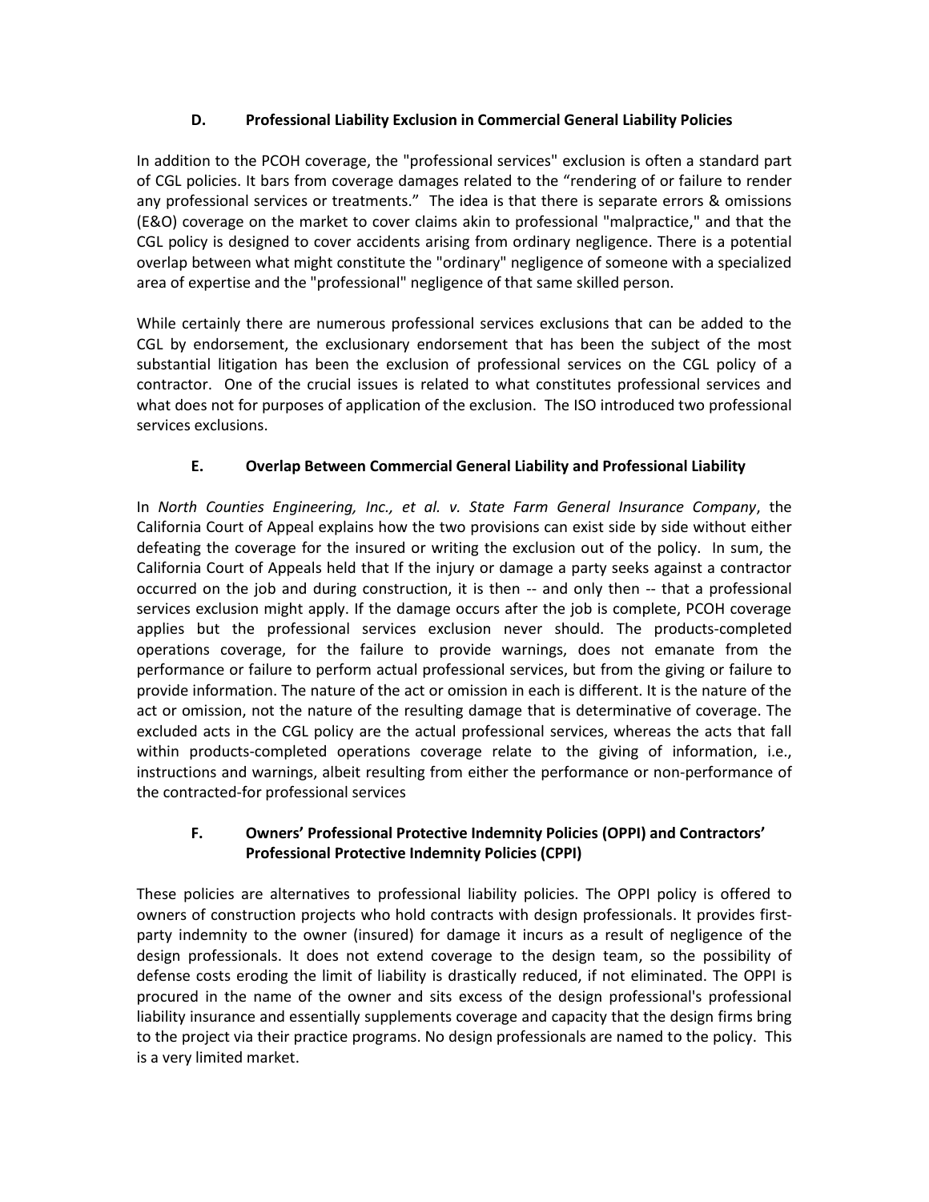### D. Professional Liability Exclusion in Commercial General Liability Policies

In addition to the PCOH coverage, the "professional services" exclusion is often a standard part of CGL policies. It bars from coverage damages related to the "rendering of or failure to render any professional services or treatments." The idea is that there is separate errors & omissions (E&O) coverage on the market to cover claims akin to professional "malpractice," and that the CGL policy is designed to cover accidents arising from ordinary negligence. There is a potential overlap between what might constitute the "ordinary" negligence of someone with a specialized area of expertise and the "professional" negligence of that same skilled person.

While certainly there are numerous professional services exclusions that can be added to the CGL by endorsement, the exclusionary endorsement that has been the subject of the most substantial litigation has been the exclusion of professional services on the CGL policy of a contractor. One of the crucial issues is related to what constitutes professional services and what does not for purposes of application of the exclusion. The ISO introduced two professional services exclusions.

### E. Overlap Between Commercial General Liability and Professional Liability

In *North Counties Engineering, Inc., et al. v. State Farm General Insurance Company*, the California Court of Appeal explains how the two provisions can exist side by side without either defeating the coverage for the insured or writing the exclusion out of the policy. In sum, the California Court of Appeals held that If the injury or damage a party seeks against a contractor occurred on the job and during construction, it is then -- and only then -- that a professional services exclusion might apply. If the damage occurs after the job is complete, PCOH coverage applies but the professional services exclusion never should. The products-completed operations coverage, for the failure to provide warnings, does not emanate from the performance or failure to perform actual professional services, but from the giving or failure to provide information. The nature of the act or omission in each is different. It is the nature of the act or omission, not the nature of the resulting damage that is determinative of coverage. The excluded acts in the CGL policy are the actual professional services, whereas the acts that fall within products-completed operations coverage relate to the giving of information, i.e., instructions and warnings, albeit resulting from either the performance or non-performance of the contracted-for professional services

### F. Owners' Professional Protective Indemnity Policies (OPPI) and Contractors' Professional Protective Indemnity Policies (CPPI)

These policies are alternatives to professional liability policies. The OPPI policy is offered to owners of construction projects who hold contracts with design professionals. It provides first-party indemnity to the owner (insured) for damage it incurs as a result of negligence of the design professionals. It does not extend coverage to the design team, so the possibility of defense costs eroding the limit of liability is drastically reduced, if not eliminated. The OPPI is procured in the name of the owner and sits excess of the design professional's professional liability insurance and essentially supplements coverage and capacity that the design firms bring to the project via their practice programs. No design professionals are named to the policy. This is a very limited market.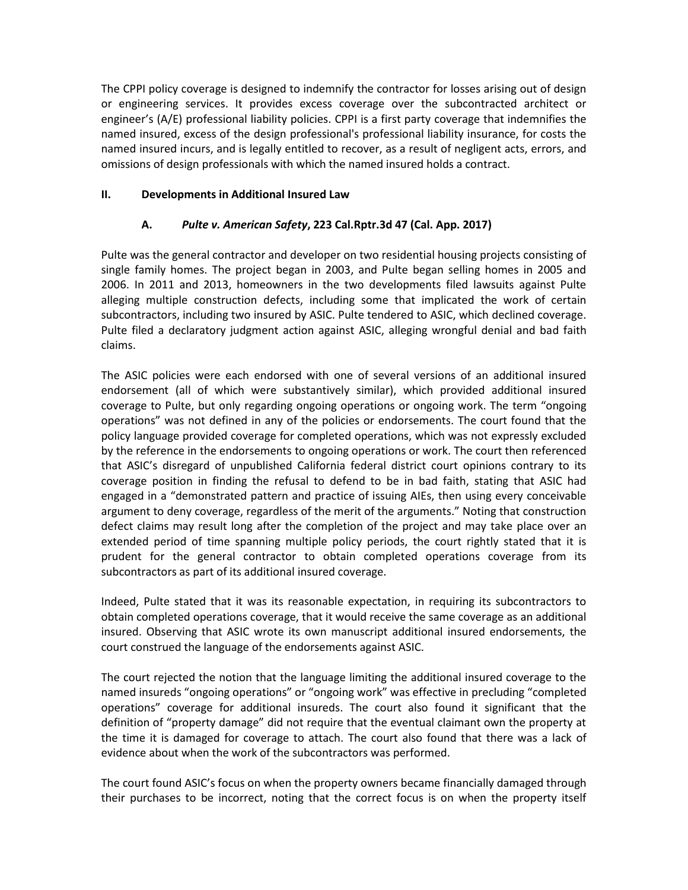The CPPI policy coverage is designed to indemnify the contractor for losses arising out of design or engineering services. It provides excess coverage over the subcontracted architect or engineer's (A/E) professional liability policies. CPPI is a first party coverage that indemnifies the named insured, excess of the design professional's professional liability insurance, for costs the named insured incurs, and is legally entitled to recover, as a result of negligent acts, errors, and omissions of design professionals with which the named insured holds a contract.

## II. Developments in Additional Insured Law

### A. *Pulte v. American Safety*, 223 Cal.Rptr.3d 47 (Cal. App. 2017)

Pulte was the general contractor and developer on two residential housing projects consisting of single family homes. The project began in 2003, and Pulte began selling homes in 2005 and 2006. In 2011 and 2013, homeowners in the two developments filed lawsuits against Pulte alleging multiple construction defects, including some that implicated the work of certain subcontractors, including two insured by ASIC. Pulte tendered to ASIC, which declined coverage. Pulte filed a declaratory judgment action against ASIC, alleging wrongful denial and bad faith claims.

The ASIC policies were each endorsed with one of several versions of an additional insured endorsement (all of which were substantively similar), which provided additional insured coverage to Pulte, but only regarding ongoing operations or ongoing work. The term "ongoing operations" was not defined in any of the policies or endorsements. The court found that the policy language provided coverage for completed operations, which was not expressly excluded by the reference in the endorsements to ongoing operations or work. The court then referenced that ASIC's disregard of unpublished California federal district court opinions contrary to its coverage position in finding the refusal to defend to be in bad faith, stating that ASIC had engaged in a "demonstrated pattern and practice of issuing AIEs, then using every conceivable argument to deny coverage, regardless of the merit of the arguments." Noting that construction defect claims may result long after the completion of the project and may take place over an extended period of time spanning multiple policy periods, the court rightly stated that it is prudent for the general contractor to obtain completed operations coverage from its subcontractors as part of its additional insured coverage.

Indeed, Pulte stated that it was its reasonable expectation, in requiring its subcontractors to obtain completed operations coverage, that it would receive the same coverage as an additional insured. Observing that ASIC wrote its own manuscript additional insured endorsements, the court construed the language of the endorsements against ASIC.

The court rejected the notion that the language limiting the additional insured coverage to the named insureds "ongoing operations" or "ongoing work" was effective in precluding "completed operations" coverage for additional insureds. The court also found it significant that the definition of "property damage" did not require that the eventual claimant own the property at the time it is damaged for coverage to attach. The court also found that there was a lack of evidence about when the work of the subcontractors was performed.

The court found ASIC's focus on when the property owners became financially damaged through their purchases to be incorrect, noting that the correct focus is on when the property itself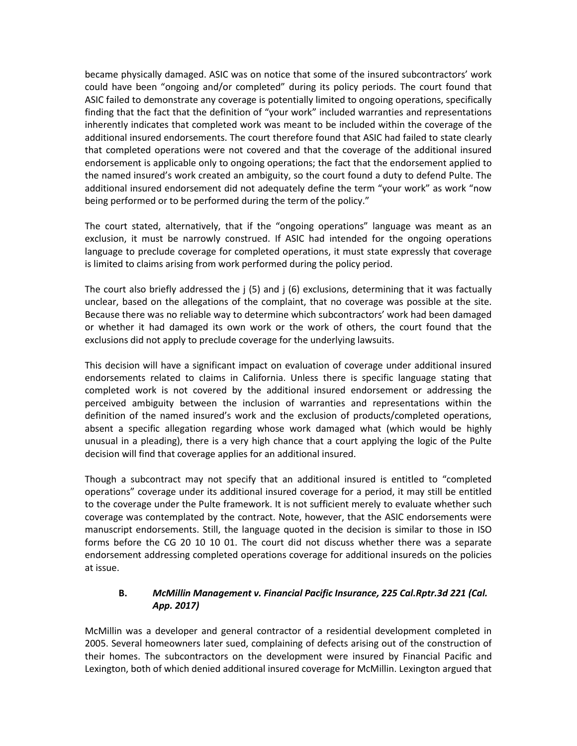became physically damaged. ASIC was on notice that some of the insured subcontractors' work could have been "ongoing and/or completed" during its policy periods. The court found that ASIC failed to demonstrate any coverage is potentially limited to ongoing operations, specifically finding that the fact that the definition of "your work" included warranties and representations inherently indicates that completed work was meant to be included within the coverage of the additional insured endorsements. The court therefore found that ASIC had failed to state clearly that completed operations were not covered and that the coverage of the additional insured endorsement is applicable only to ongoing operations; the fact that the endorsement applied to the named insured's work created an ambiguity, so the court found a duty to defend Pulte. The additional insured endorsement did not adequately define the term "your work" as work "now being performed or to be performed during the term of the policy."

The court stated, alternatively, that if the "ongoing operations" language was meant as an exclusion, it must be narrowly construed. If ASIC had intended for the ongoing operations language to preclude coverage for completed operations, it must state expressly that coverage is limited to claims arising from work performed during the policy period.

The court also briefly addressed the j (5) and j (6) exclusions, determining that it was factually unclear, based on the allegations of the complaint, that no coverage was possible at the site. Because there was no reliable way to determine which subcontractors' work had been damaged or whether it had damaged its own work or the work of others, the court found that the exclusions did not apply to preclude coverage for the underlying lawsuits.

This decision will have a significant impact on evaluation of coverage under additional insured endorsements related to claims in California. Unless there is specific language stating that completed work is not covered by the additional insured endorsement or addressing the perceived ambiguity between the inclusion of warranties and representations within the definition of the named insured's work and the exclusion of products/completed operations, absent a specific allegation regarding whose work damaged what (which would be highly unusual in a pleading), there is a very high chance that a court applying the logic of the Pulte decision will find that coverage applies for an additional insured.

Though a subcontract may not specify that an additional insured is entitled to "completed operations" coverage under its additional insured coverage for a period, it may still be entitled to the coverage under the Pulte framework. It is not sufficient merely to evaluate whether such coverage was contemplated by the contract. Note, however, that the ASIC endorsements were manuscript endorsements. Still, the language quoted in the decision is similar to those in ISO forms before the CG 20 10 10 01. The court did not discuss whether there was a separate endorsement addressing completed operations coverage for additional insureds on the policies at issue.

### B. *McMillin Management v. Financial Pacific Insurance, 225 Cal.Rptr.3d 221 (Cal. App. 2017)*

McMillin was a developer and general contractor of a residential development completed in 2005. Several homeowners later sued, complaining of defects arising out of the construction of their homes. The subcontractors on the development were insured by Financial Pacific and Lexington, both of which denied additional insured coverage for McMillin. Lexington argued that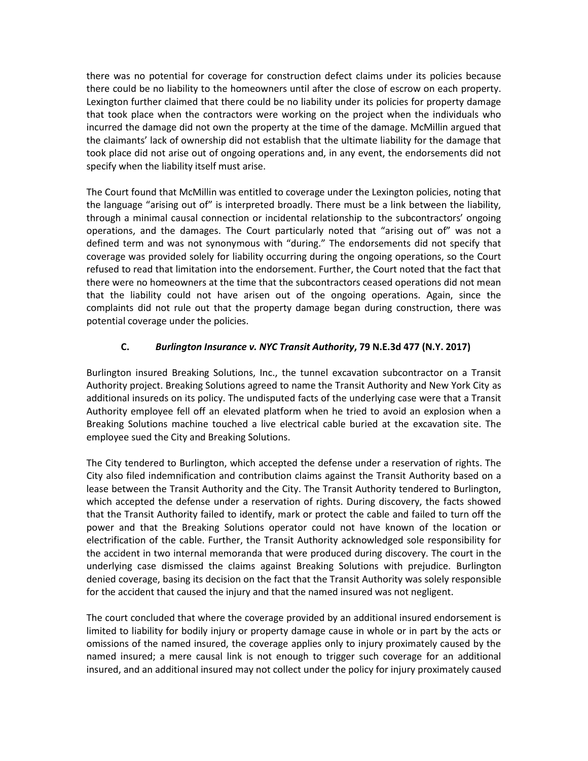there was no potential for coverage for construction defect claims under its policies because there could be no liability to the homeowners until after the close of escrow on each property. Lexington further claimed that there could be no liability under its policies for property damage that took place when the contractors were working on the project when the individuals who incurred the damage did not own the property at the time of the damage. McMillin argued that the claimants' lack of ownership did not establish that the ultimate liability for the damage that took place did not arise out of ongoing operations and, in any event, the endorsements did not specify when the liability itself must arise.

The Court found that McMillin was entitled to coverage under the Lexington policies, noting that the language "arising out of" is interpreted broadly. There must be a link between the liability, through a minimal causal connection or incidental relationship to the subcontractors' ongoing operations, and the damages. The Court particularly noted that "arising out of" was not a defined term and was not synonymous with "during." The endorsements did not specify that coverage was provided solely for liability occurring during the ongoing operations, so the Court refused to read that limitation into the endorsement. Further, the Court noted that the fact that there were no homeowners at the time that the subcontractors ceased operations did not mean that the liability could not have arisen out of the ongoing operations. Again, since the complaints did not rule out that the property damage began during construction, there was potential coverage under the policies.

### C. *Burlington Insurance v. NYC Transit Authority*, 79 N.E.3d 477 (N.Y. 2017)

Burlington insured Breaking Solutions, Inc., the tunnel excavation subcontractor on a Transit Authority project. Breaking Solutions agreed to name the Transit Authority and New York City as additional insureds on its policy. The undisputed facts of the underlying case were that a Transit Authority employee fell off an elevated platform when he tried to avoid an explosion when a Breaking Solutions machine touched a live electrical cable buried at the excavation site. The employee sued the City and Breaking Solutions.

The City tendered to Burlington, which accepted the defense under a reservation of rights. The City also filed indemnification and contribution claims against the Transit Authority based on a lease between the Transit Authority and the City. The Transit Authority tendered to Burlington, which accepted the defense under a reservation of rights. During discovery, the facts showed that the Transit Authority failed to identify, mark or protect the cable and failed to turn off the power and that the Breaking Solutions operator could not have known of the location or electrification of the cable. Further, the Transit Authority acknowledged sole responsibility for the accident in two internal memoranda that were produced during discovery. The court in the underlying case dismissed the claims against Breaking Solutions with prejudice. Burlington denied coverage, basing its decision on the fact that the Transit Authority was solely responsible for the accident that caused the injury and that the named insured was not negligent.

The court concluded that where the coverage provided by an additional insured endorsement is limited to liability for bodily injury or property damage cause in whole or in part by the acts or omissions of the named insured, the coverage applies only to injury proximately caused by the named insured; a mere causal link is not enough to trigger such coverage for an additional insured, and an additional insured may not collect under the policy for injury proximately caused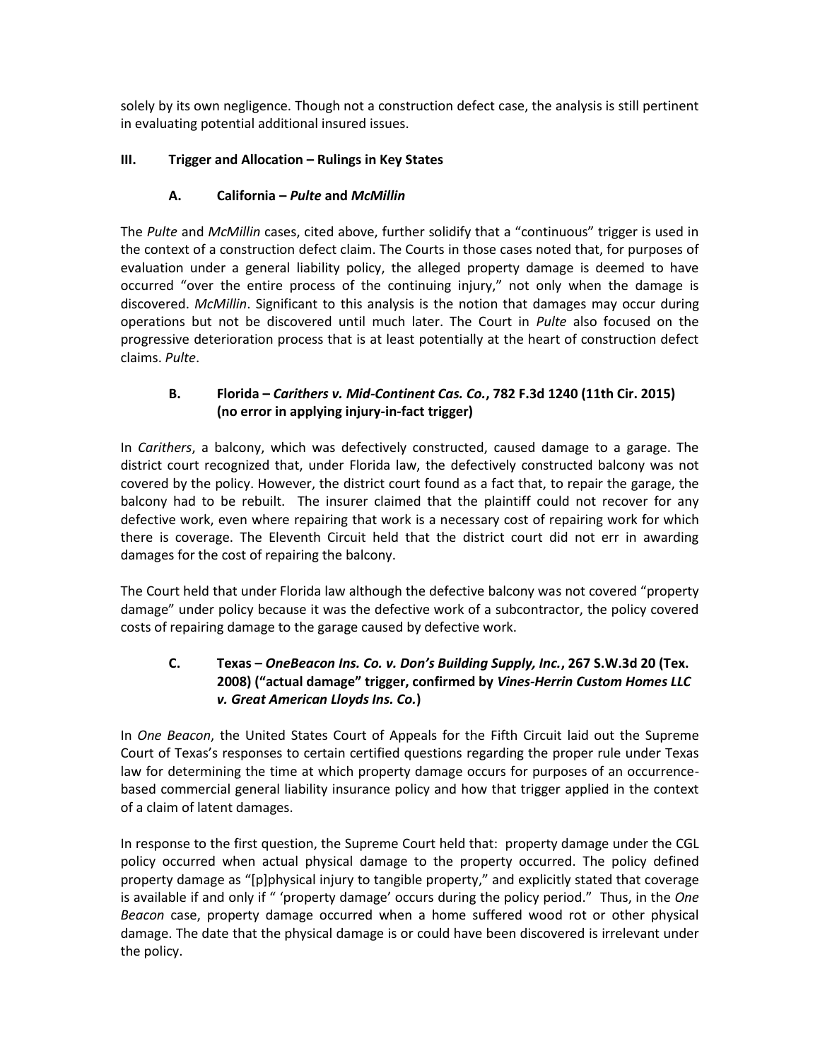solely by its own negligence. Though not a construction defect case, the analysis is still pertinent in evaluating potential additional insured issues.

## III. Trigger and Allocation – Rulings in Key States

### A. California – *Pulte* and *McMillin*

The *Pulte* and *McMillin* cases, cited above, further solidify that a "continuous" trigger is used in the context of a construction defect claim. The Courts in those cases noted that, for purposes of evaluation under a general liability policy, the alleged property damage is deemed to have occurred "over the entire process of the continuing injury," not only when the damage is discovered. *McMillin*. Significant to this analysis is the notion that damages may occur during operations but not be discovered until much later. The Court in *Pulte* also focused on the progressive deterioration process that is at least potentially at the heart of construction defect claims. *Pulte*.

### B. Florida – *Carithers v. Mid-Continent Cas. Co.*, 782 F.3d 1240 (11th Cir. 2015) (no error in applying injury-in-fact trigger)

In *Carithers*, a balcony, which was defectively constructed, caused damage to a garage. The district court recognized that, under Florida law, the defectively constructed balcony was not covered by the policy. However, the district court found as a fact that, to repair the garage, the balcony had to be rebuilt. The insurer claimed that the plaintiff could not recover for any defective work, even where repairing that work is a necessary cost of repairing work for which there is coverage. The Eleventh Circuit held that the district court did not err in awarding damages for the cost of repairing the balcony.

The Court held that under Florida law although the defective balcony was not covered "property damage" under policy because it was the defective work of a subcontractor, the policy covered costs of repairing damage to the garage caused by defective work.

### C. Texas – *OneBeacon Ins. Co. v. Don's Building Supply, Inc.*, 267 S.W.3d 20 (Tex. 2008) ("actual damage" trigger, confirmed by *Vines-Herrin Custom Homes LLC v. Great American Lloyds Ins. Co.*)

In *One Beacon*, the United States Court of Appeals for the Fifth Circuit laid out the Supreme Court of Texas's responses to certain certified questions regarding the proper rule under Texas law for determining the time at which property damage occurs for purposes of an occurrence-based commercial general liability insurance policy and how that trigger applied in the context of a claim of latent damages.

In response to the first question, the Supreme Court held that: property damage under the CGL policy occurred when actual physical damage to the property occurred. The policy defined property damage as "[p]hysical injury to tangible property," and explicitly stated that coverage is available if and only if " 'property damage' occurs during the policy period." Thus, in the *One Beacon* case, property damage occurred when a home suffered wood rot or other physical damage. The date that the physical damage is or could have been discovered is irrelevant under the policy.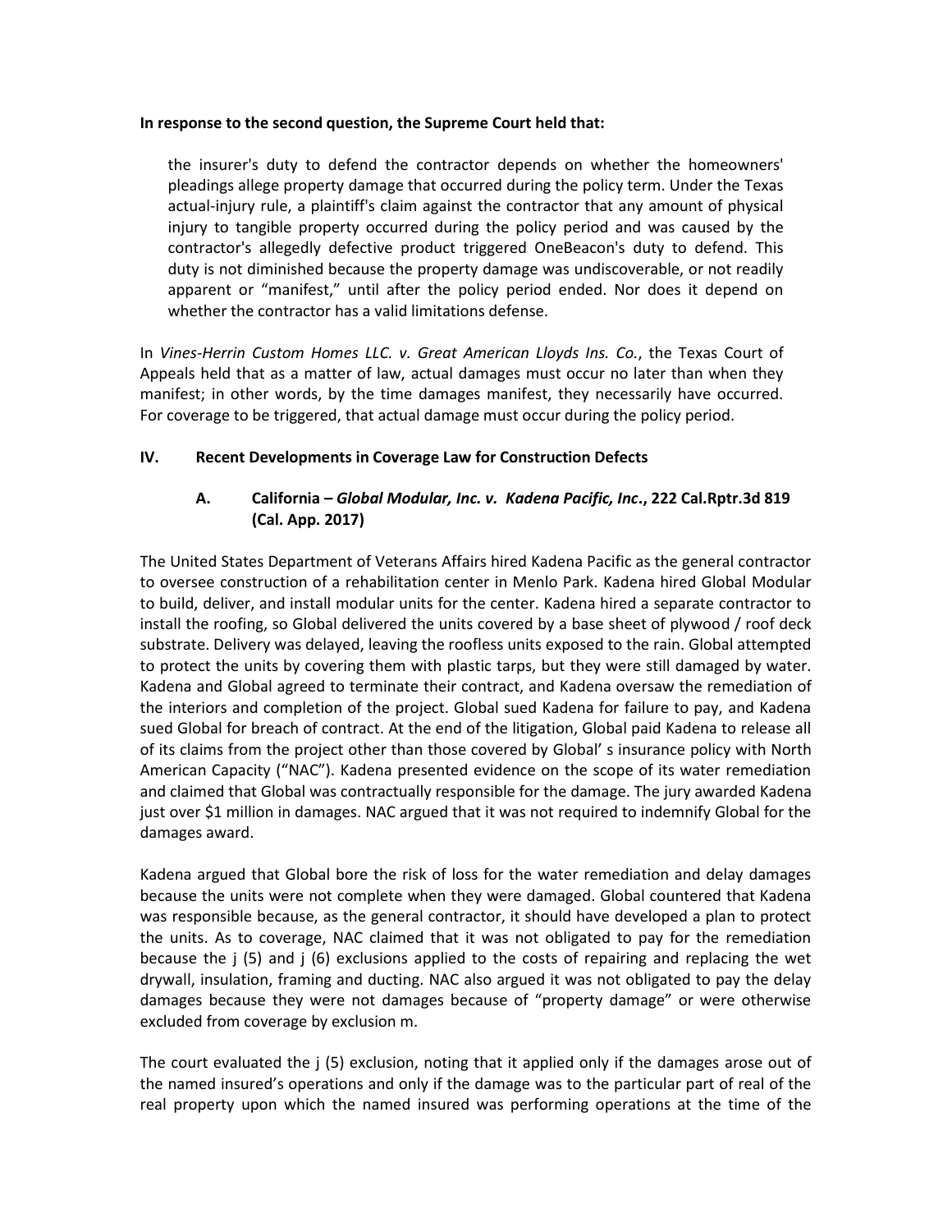**In response to the second question, the Supreme Court held that:**

> the insurer's duty to defend the contractor depends on whether the homeowners' pleadings allege property damage that occurred during the policy term. Under the Texas actual-injury rule, a plaintiff's claim against the contractor that any amount of physical injury to tangible property occurred during the policy period and was caused by the contractor's allegedly defective product triggered OneBeacon's duty to defend. This duty is not diminished because the property damage was undiscoverable, or not readily apparent or "manifest," until after the policy period ended. Nor does it depend on whether the contractor has a valid limitations defense.

In *Vines-Herrin Custom Homes LLC. v. Great American Lloyds Ins. Co.*, the Texas Court of Appeals held that as a matter of law, actual damages must occur no later than when they manifest; in other words, by the time damages manifest, they necessarily have occurred. For coverage to be triggered, that actual damage must occur during the policy period.

## IV. Recent Developments in Coverage Law for Construction Defects

### A. California – *Global Modular, Inc. v. Kadena Pacific, Inc*., 222 Cal.Rptr.3d 819 (Cal. App. 2017)

The United States Department of Veterans Affairs hired Kadena Pacific as the general contractor to oversee construction of a rehabilitation center in Menlo Park. Kadena hired Global Modular to build, deliver, and install modular units for the center. Kadena hired a separate contractor to install the roofing, so Global delivered the units covered by a base sheet of plywood / roof deck substrate. Delivery was delayed, leaving the roofless units exposed to the rain. Global attempted to protect the units by covering them with plastic tarps, but they were still damaged by water. Kadena and Global agreed to terminate their contract, and Kadena oversaw the remediation of the interiors and completion of the project. Global sued Kadena for failure to pay, and Kadena sued Global for breach of contract. At the end of the litigation, Global paid Kadena to release all of its claims from the project other than those covered by Global' s insurance policy with North American Capacity ("NAC"). Kadena presented evidence on the scope of its water remediation and claimed that Global was contractually responsible for the damage. The jury awarded Kadena just over $1 million in damages. NAC argued that it was not required to indemnify Global for the damages award.

Kadena argued that Global bore the risk of loss for the water remediation and delay damages because the units were not complete when they were damaged. Global countered that Kadena was responsible because, as the general contractor, it should have developed a plan to protect the units. As to coverage, NAC claimed that it was not obligated to pay for the remediation because the j (5) and j (6) exclusions applied to the costs of repairing and replacing the wet drywall, insulation, framing and ducting. NAC also argued it was not obligated to pay the delay damages because they were not damages because of "property damage" or were otherwise excluded from coverage by exclusion m.

The court evaluated the j (5) exclusion, noting that it applied only if the damages arose out of the named insured's operations and only if the damage was to the particular part of real of the real property upon which the named insured was performing operations at the time of the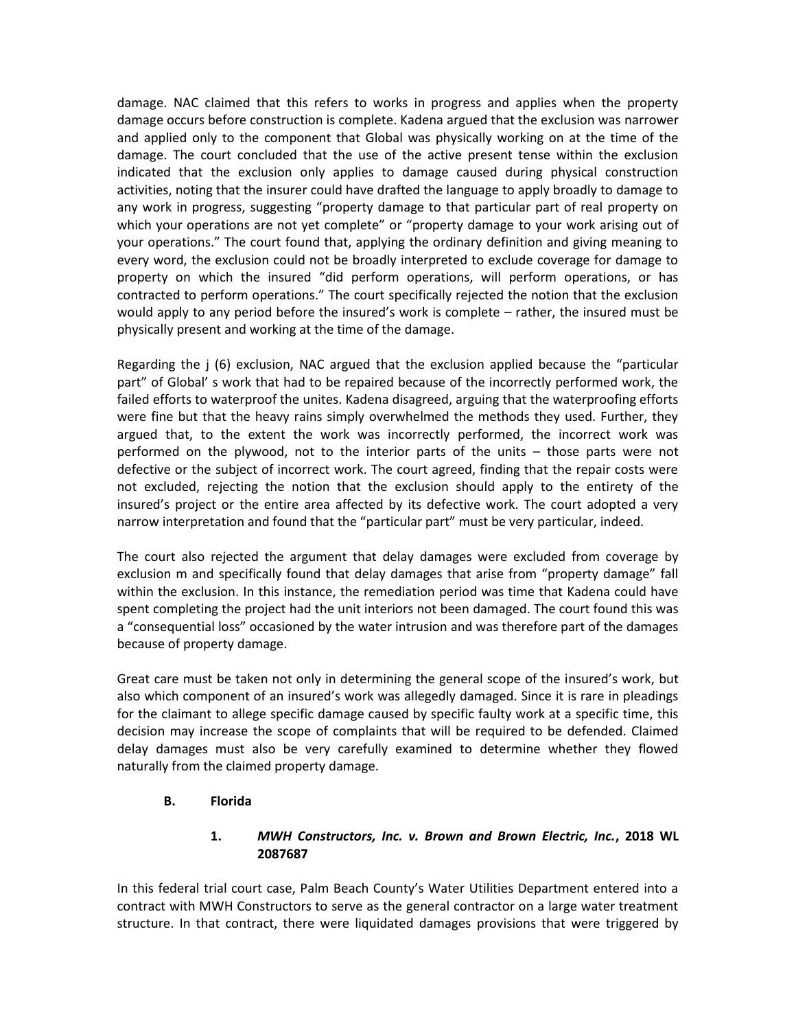damage. NAC claimed that this refers to works in progress and applies when the property damage occurs before construction is complete. Kadena argued that the exclusion was narrower and applied only to the component that Global was physically working on at the time of the damage. The court concluded that the use of the active present tense within the exclusion indicated that the exclusion only applies to damage caused during physical construction activities, noting that the insurer could have drafted the language to apply broadly to damage to any work in progress, suggesting "property damage to that particular part of real property on which your operations are not yet complete" or "property damage to your work arising out of your operations." The court found that, applying the ordinary definition and giving meaning to every word, the exclusion could not be broadly interpreted to exclude coverage for damage to property on which the insured "did perform operations, will perform operations, or has contracted to perform operations." The court specifically rejected the notion that the exclusion would apply to any period before the insured's work is complete – rather, the insured must be physically present and working at the time of the damage.

Regarding the j (6) exclusion, NAC argued that the exclusion applied because the "particular part" of Global' s work that had to be repaired because of the incorrectly performed work, the failed efforts to waterproof the unites. Kadena disagreed, arguing that the waterproofing efforts were fine but that the heavy rains simply overwhelmed the methods they used. Further, they argued that, to the extent the work was incorrectly performed, the incorrect work was performed on the plywood, not to the interior parts of the units – those parts were not defective or the subject of incorrect work. The court agreed, finding that the repair costs were not excluded, rejecting the notion that the exclusion should apply to the entirety of the insured's project or the entire area affected by its defective work. The court adopted a very narrow interpretation and found that the "particular part" must be very particular, indeed.

The court also rejected the argument that delay damages were excluded from coverage by exclusion m and specifically found that delay damages that arise from "property damage" fall within the exclusion. In this instance, the remediation period was time that Kadena could have spent completing the project had the unit interiors not been damaged. The court found this was a "consequential loss" occasioned by the water intrusion and was therefore part of the damages because of property damage.

Great care must be taken not only in determining the general scope of the insured's work, but also which component of an insured's work was allegedly damaged. Since it is rare in pleadings for the claimant to allege specific damage caused by specific faulty work at a specific time, this decision may increase the scope of complaints that will be required to be defended. Claimed delay damages must also be very carefully examined to determine whether they flowed naturally from the claimed property damage.

### B. Florida

#### 1. *MWH Constructors, Inc. v. Brown and Brown Electric, Inc.*, 2018 WL 2087687

In this federal trial court case, Palm Beach County's Water Utilities Department entered into a contract with MWH Constructors to serve as the general contractor on a large water treatment structure. In that contract, there were liquidated damages provisions that were triggered by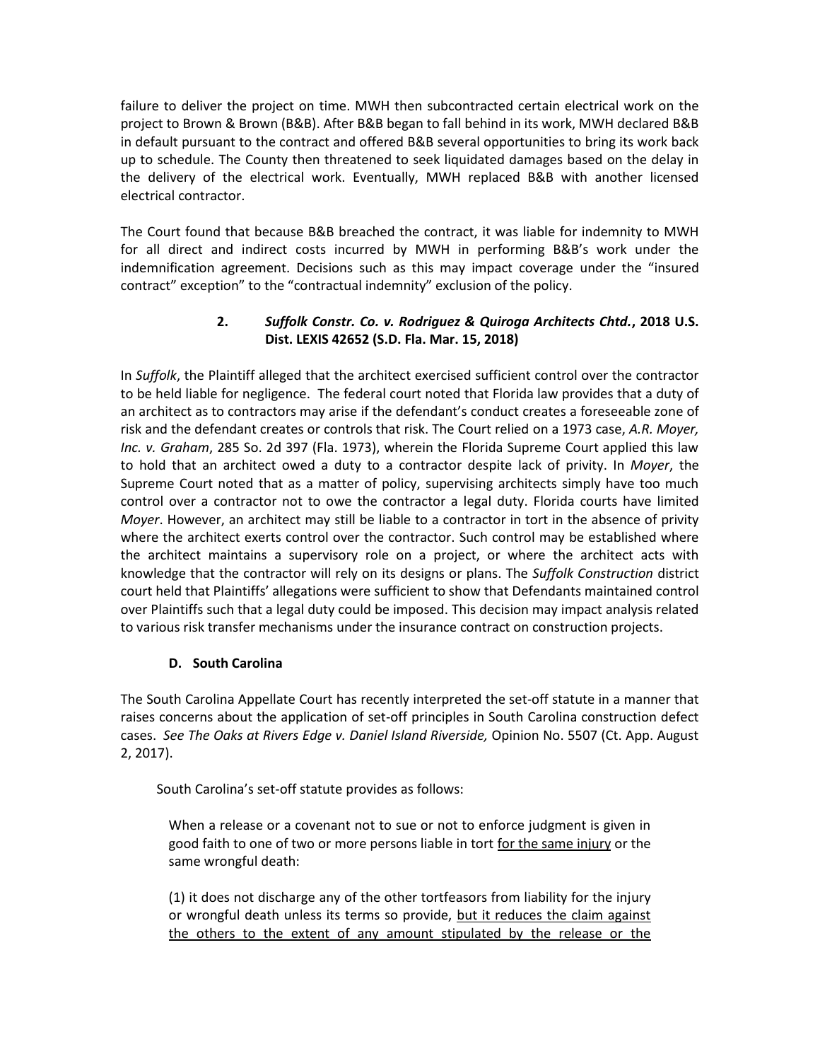failure to deliver the project on time. MWH then subcontracted certain electrical work on the project to Brown & Brown (B&B). After B&B began to fall behind in its work, MWH declared B&B in default pursuant to the contract and offered B&B several opportunities to bring its work back up to schedule. The County then threatened to seek liquidated damages based on the delay in the delivery of the electrical work. Eventually, MWH replaced B&B with another licensed electrical contractor.

The Court found that because B&B breached the contract, it was liable for indemnity to MWH for all direct and indirect costs incurred by MWH in performing B&B's work under the indemnification agreement. Decisions such as this may impact coverage under the "insured contract" exception" to the "contractual indemnity" exclusion of the policy.

#### 2. *Suffolk Constr. Co. v. Rodriguez & Quiroga Architects Chtd.*, 2018 U.S. Dist. LEXIS 42652 (S.D. Fla. Mar. 15, 2018)

In *Suffolk*, the Plaintiff alleged that the architect exercised sufficient control over the contractor to be held liable for negligence. The federal court noted that Florida law provides that a duty of an architect as to contractors may arise if the defendant's conduct creates a foreseeable zone of risk and the defendant creates or controls that risk. The Court relied on a 1973 case, *A.R. Moyer, Inc. v. Graham*, 285 So. 2d 397 (Fla. 1973), wherein the Florida Supreme Court applied this law to hold that an architect owed a duty to a contractor despite lack of privity. In *Moyer*, the Supreme Court noted that as a matter of policy, supervising architects simply have too much control over a contractor not to owe the contractor a legal duty. Florida courts have limited *Moyer*. However, an architect may still be liable to a contractor in tort in the absence of privity where the architect exerts control over the contractor. Such control may be established where the architect maintains a supervisory role on a project, or where the architect acts with knowledge that the contractor will rely on its designs or plans. The *Suffolk Construction* district court held that Plaintiffs' allegations were sufficient to show that Defendants maintained control over Plaintiffs such that a legal duty could be imposed. This decision may impact analysis related to various risk transfer mechanisms under the insurance contract on construction projects.

### D. South Carolina

The South Carolina Appellate Court has recently interpreted the set-off statute in a manner that raises concerns about the application of set-off principles in South Carolina construction defect cases. *See The Oaks at Rivers Edge v. Daniel Island Riverside,* Opinion No. 5507 (Ct. App. August 2, 2017).

South Carolina's set-off statute provides as follows:

> When a release or a covenant not to sue or not to enforce judgment is given in good faith to one of two or more persons liable in tort <u>for the same injury</u> or the same wrongful death:
>
> (1) it does not discharge any of the other tortfeasors from liability for the injury or wrongful death unless its terms so provide, <u>but it reduces the claim against the others to the extent of any amount stipulated by the release or the</u>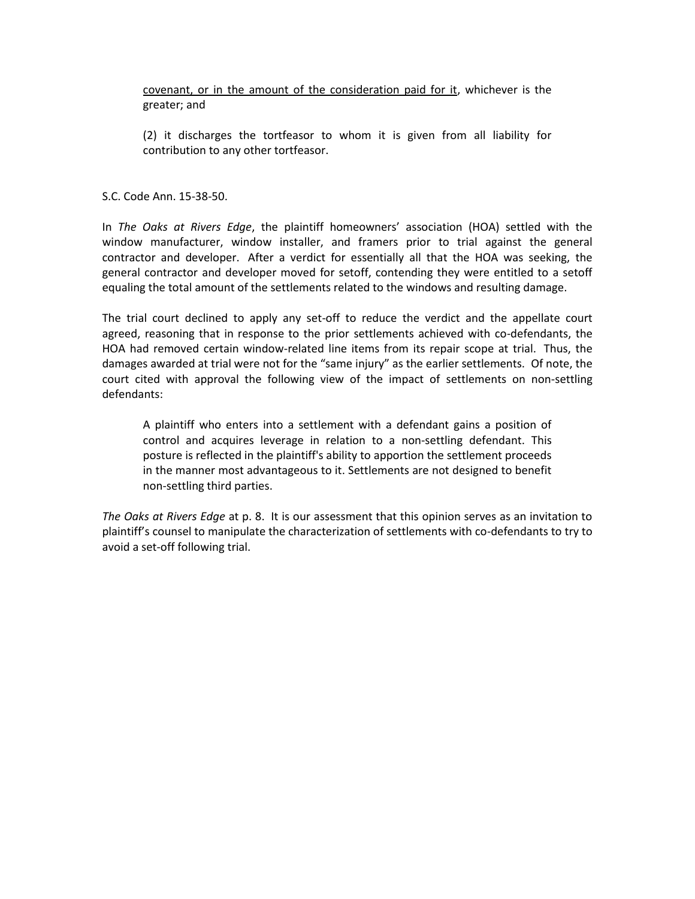covenant, or in the amount of the consideration paid for it, whichever is the greater; and

(2) it discharges the tortfeasor to whom it is given from all liability for contribution to any other tortfeasor.

S.C. Code Ann. 15-38-50.

In *The Oaks at Rivers Edge*, the plaintiff homeowners' association (HOA) settled with the window manufacturer, window installer, and framers prior to trial against the general contractor and developer. After a verdict for essentially all that the HOA was seeking, the general contractor and developer moved for setoff, contending they were entitled to a setoff equaling the total amount of the settlements related to the windows and resulting damage.

The trial court declined to apply any set-off to reduce the verdict and the appellate court agreed, reasoning that in response to the prior settlements achieved with co-defendants, the HOA had removed certain window-related line items from its repair scope at trial. Thus, the damages awarded at trial were not for the "same injury" as the earlier settlements. Of note, the court cited with approval the following view of the impact of settlements on non-settling defendants:

> A plaintiff who enters into a settlement with a defendant gains a position of control and acquires leverage in relation to a non-settling defendant. This posture is reflected in the plaintiff's ability to apportion the settlement proceeds in the manner most advantageous to it. Settlements are not designed to benefit non-settling third parties.

*The Oaks at Rivers Edge* at p. 8. It is our assessment that this opinion serves as an invitation to plaintiff's counsel to manipulate the characterization of settlements with co-defendants to try to avoid a set-off following trial.